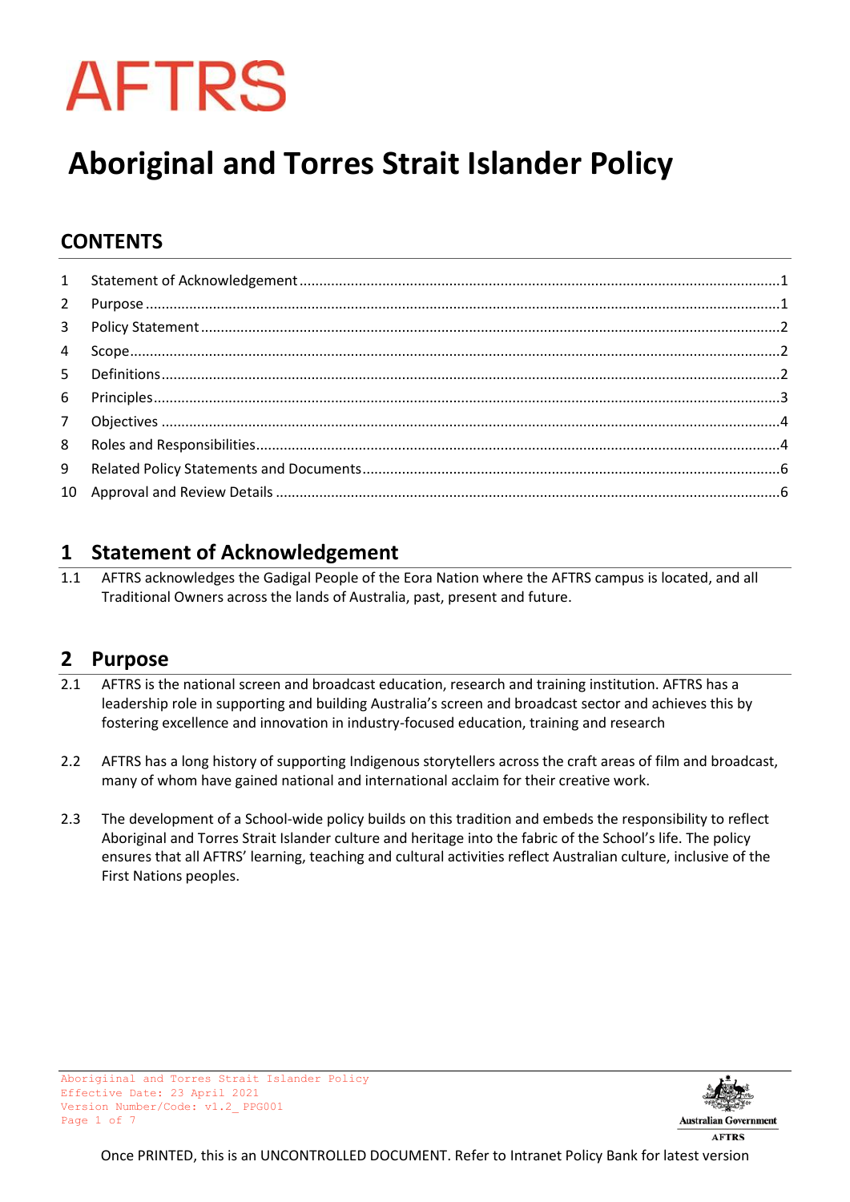AFTRS

# Aboriginal and Torres Strait Islander Policy

## CONTENTS

| | | |
|---|---|---|
| 1 | Statement of Acknowledgement | 1 |
| 2 | Purpose | 1 |
| 3 | Policy Statement | 2 |
| 4 | Scope | 2 |
| 5 | Definitions | 2 |
| 6 | Principles | 3 |
| 7 | Objectives | 4 |
| 8 | Roles and Responsibilities | 4 |
| 9 | Related Policy Statements and Documents | 6 |
| 10 | Approval and Review Details | 6 |

## 1 Statement of Acknowledgement

1.1 AFTRS acknowledges the Gadigal People of the Eora Nation where the AFTRS campus is located, and all Traditional Owners across the lands of Australia, past, present and future.

## 2 Purpose

2.1 AFTRS is the national screen and broadcast education, research and training institution. AFTRS has a leadership role in supporting and building Australia's screen and broadcast sector and achieves this by fostering excellence and innovation in industry-focused education, training and research

2.2 AFTRS has a long history of supporting Indigenous storytellers across the craft areas of film and broadcast, many of whom have gained national and international acclaim for their creative work.

2.3 The development of a School-wide policy builds on this tradition and embeds the responsibility to reflect Aboriginal and Torres Strait Islander culture and heritage into the fabric of the School's life. The policy ensures that all AFTRS' learning, teaching and cultural activities reflect Australian culture, inclusive of the First Nations peoples.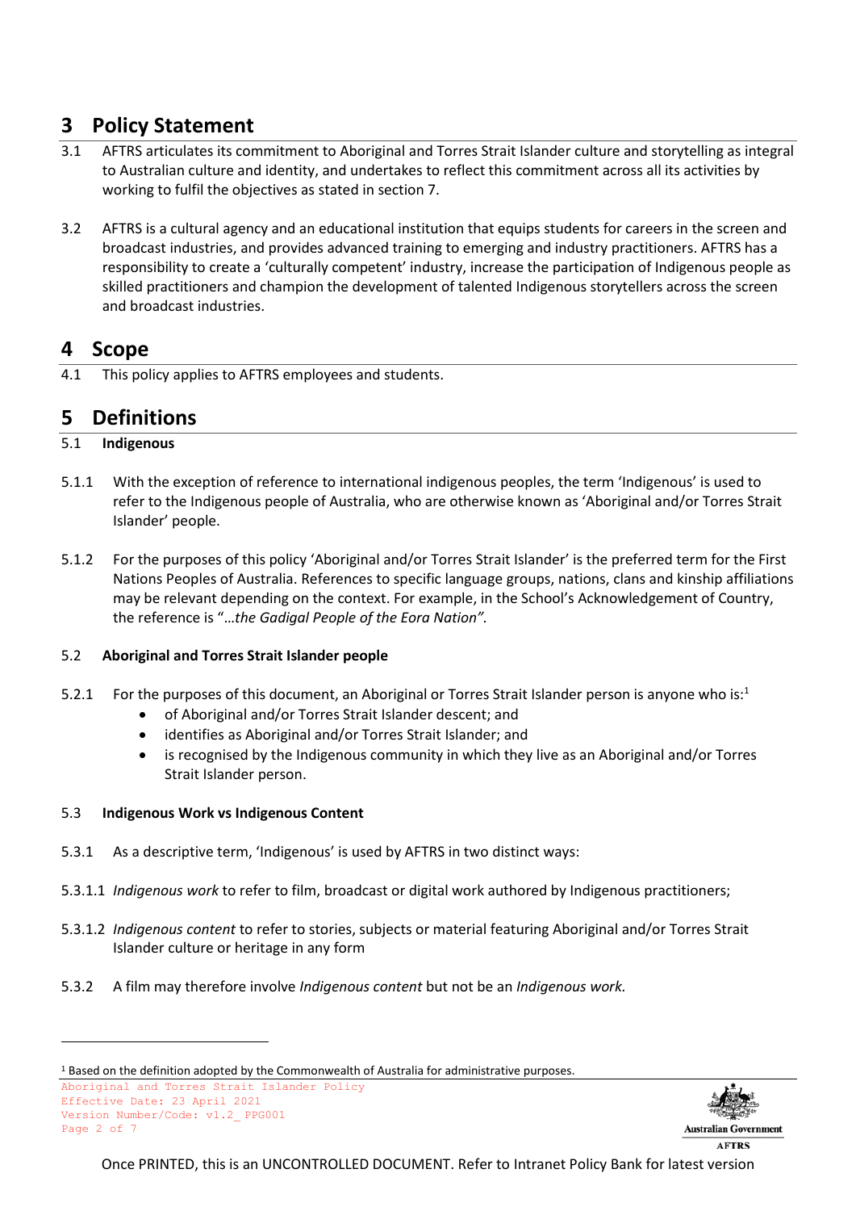# 3 Policy Statement

3.1 AFTRS articulates its commitment to Aboriginal and Torres Strait Islander culture and storytelling as integral to Australian culture and identity, and undertakes to reflect this commitment across all its activities by working to fulfil the objectives as stated in section 7.

3.2 AFTRS is a cultural agency and an educational institution that equips students for careers in the screen and broadcast industries, and provides advanced training to emerging and industry practitioners. AFTRS has a responsibility to create a 'culturally competent' industry, increase the participation of Indigenous people as skilled practitioners and champion the development of talented Indigenous storytellers across the screen and broadcast industries.

# 4 Scope

4.1 This policy applies to AFTRS employees and students.

# 5 Definitions

**5.1 Indigenous**

5.1.1 With the exception of reference to international indigenous peoples, the term 'Indigenous' is used to refer to the Indigenous people of Australia, who are otherwise known as 'Aboriginal and/or Torres Strait Islander' people.

5.1.2 For the purposes of this policy 'Aboriginal and/or Torres Strait Islander' is the preferred term for the First Nations Peoples of Australia. References to specific language groups, nations, clans and kinship affiliations may be relevant depending on the context. For example, in the School's Acknowledgement of Country, the reference is "*…the Gadigal People of the Eora Nation".*

**5.2 Aboriginal and Torres Strait Islander people**

5.2.1 For the purposes of this document, an Aboriginal or Torres Strait Islander person is anyone who is:[1]

- of Aboriginal and/or Torres Strait Islander descent; and
- identifies as Aboriginal and/or Torres Strait Islander; and
- is recognised by the Indigenous community in which they live as an Aboriginal and/or Torres Strait Islander person.

**5.3 Indigenous Work vs Indigenous Content**

5.3.1 As a descriptive term, 'Indigenous' is used by AFTRS in two distinct ways:

5.3.1.1 *Indigenous work* to refer to film, broadcast or digital work authored by Indigenous practitioners;

5.3.1.2 *Indigenous content* to refer to stories, subjects or material featuring Aboriginal and/or Torres Strait Islander culture or heritage in any form

5.3.2 A film may therefore involve *Indigenous content* but not be an *Indigenous work.*

---

[1] Based on the definition adopted by the Commonwealth of Australia for administrative purposes.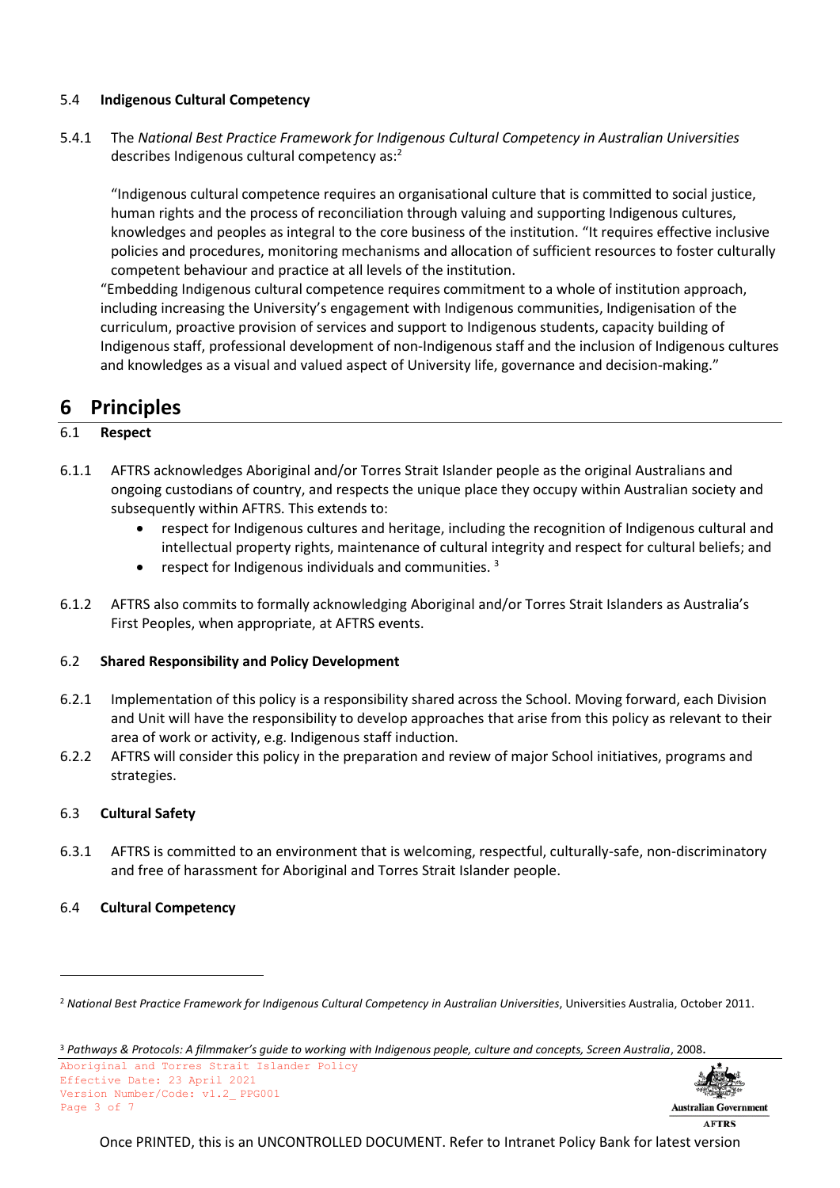### 5.4 Indigenous Cultural Competency

5.4.1 The *National Best Practice Framework for Indigenous Cultural Competency in Australian Universities* describes Indigenous cultural competency as:[2]

> "Indigenous cultural competence requires an organisational culture that is committed to social justice, human rights and the process of reconciliation through valuing and supporting Indigenous cultures, knowledges and peoples as integral to the core business of the institution. "It requires effective inclusive policies and procedures, monitoring mechanisms and allocation of sufficient resources to foster culturally competent behaviour and practice at all levels of the institution.
>
> "Embedding Indigenous cultural competence requires commitment to a whole of institution approach, including increasing the University's engagement with Indigenous communities, Indigenisation of the curriculum, proactive provision of services and support to Indigenous students, capacity building of Indigenous staff, professional development of non-Indigenous staff and the inclusion of Indigenous cultures and knowledges as a visual and valued aspect of University life, governance and decision-making."

# 6 Principles

### 6.1 Respect

6.1.1 AFTRS acknowledges Aboriginal and/or Torres Strait Islander people as the original Australians and ongoing custodians of country, and respects the unique place they occupy within Australian society and subsequently within AFTRS. This extends to:

- respect for Indigenous cultures and heritage, including the recognition of Indigenous cultural and intellectual property rights, maintenance of cultural integrity and respect for cultural beliefs; and
- respect for Indigenous individuals and communities. [3]

6.1.2 AFTRS also commits to formally acknowledging Aboriginal and/or Torres Strait Islanders as Australia's First Peoples, when appropriate, at AFTRS events.

### 6.2 Shared Responsibility and Policy Development

6.2.1 Implementation of this policy is a responsibility shared across the School. Moving forward, each Division and Unit will have the responsibility to develop approaches that arise from this policy as relevant to their area of work or activity, e.g. Indigenous staff induction.

6.2.2 AFTRS will consider this policy in the preparation and review of major School initiatives, programs and strategies.

### 6.3 Cultural Safety

6.3.1 AFTRS is committed to an environment that is welcoming, respectful, culturally-safe, non-discriminatory and free of harassment for Aboriginal and Torres Strait Islander people.

### 6.4 Cultural Competency

---

[2] *National Best Practice Framework for Indigenous Cultural Competency in Australian Universities*, Universities Australia, October 2011.

[3] *Pathways & Protocols: A filmmaker's guide to working with Indigenous people, culture and concepts, Screen Australia*, 2008.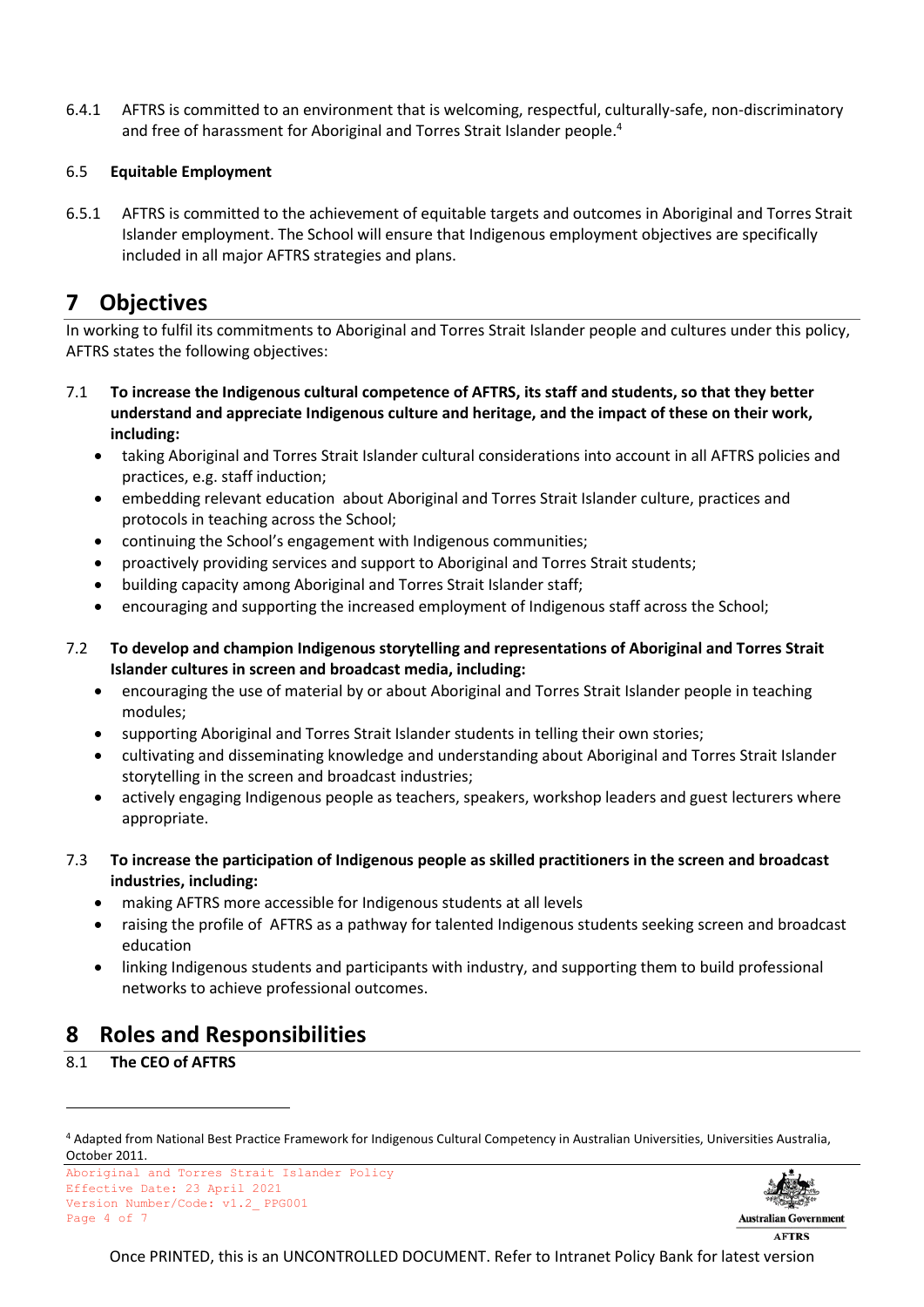6.4.1 AFTRS is committed to an environment that is welcoming, respectful, culturally-safe, non-discriminatory and free of harassment for Aboriginal and Torres Strait Islander people.[4]

### 6.5 Equitable Employment

6.5.1 AFTRS is committed to the achievement of equitable targets and outcomes in Aboriginal and Torres Strait Islander employment. The School will ensure that Indigenous employment objectives are specifically included in all major AFTRS strategies and plans.

# 7 Objectives

In working to fulfil its commitments to Aboriginal and Torres Strait Islander people and cultures under this policy, AFTRS states the following objectives:

7.1 **To increase the Indigenous cultural competence of AFTRS, its staff and students, so that they better understand and appreciate Indigenous culture and heritage, and the impact of these on their work, including:**

- taking Aboriginal and Torres Strait Islander cultural considerations into account in all AFTRS policies and practices, e.g. staff induction;
- embedding relevant education about Aboriginal and Torres Strait Islander culture, practices and protocols in teaching across the School;
- continuing the School's engagement with Indigenous communities;
- proactively providing services and support to Aboriginal and Torres Strait students;
- building capacity among Aboriginal and Torres Strait Islander staff;
- encouraging and supporting the increased employment of Indigenous staff across the School;

7.2 **To develop and champion Indigenous storytelling and representations of Aboriginal and Torres Strait Islander cultures in screen and broadcast media, including:**

- encouraging the use of material by or about Aboriginal and Torres Strait Islander people in teaching modules;
- supporting Aboriginal and Torres Strait Islander students in telling their own stories;
- cultivating and disseminating knowledge and understanding about Aboriginal and Torres Strait Islander storytelling in the screen and broadcast industries;
- actively engaging Indigenous people as teachers, speakers, workshop leaders and guest lecturers where appropriate.

7.3 **To increase the participation of Indigenous people as skilled practitioners in the screen and broadcast industries, including:**

- making AFTRS more accessible for Indigenous students at all levels
- raising the profile of AFTRS as a pathway for talented Indigenous students seeking screen and broadcast education
- linking Indigenous students and participants with industry, and supporting them to build professional networks to achieve professional outcomes.

# 8 Roles and Responsibilities

### 8.1 The CEO of AFTRS

[4] Adapted from National Best Practice Framework for Indigenous Cultural Competency in Australian Universities, Universities Australia, October 2011.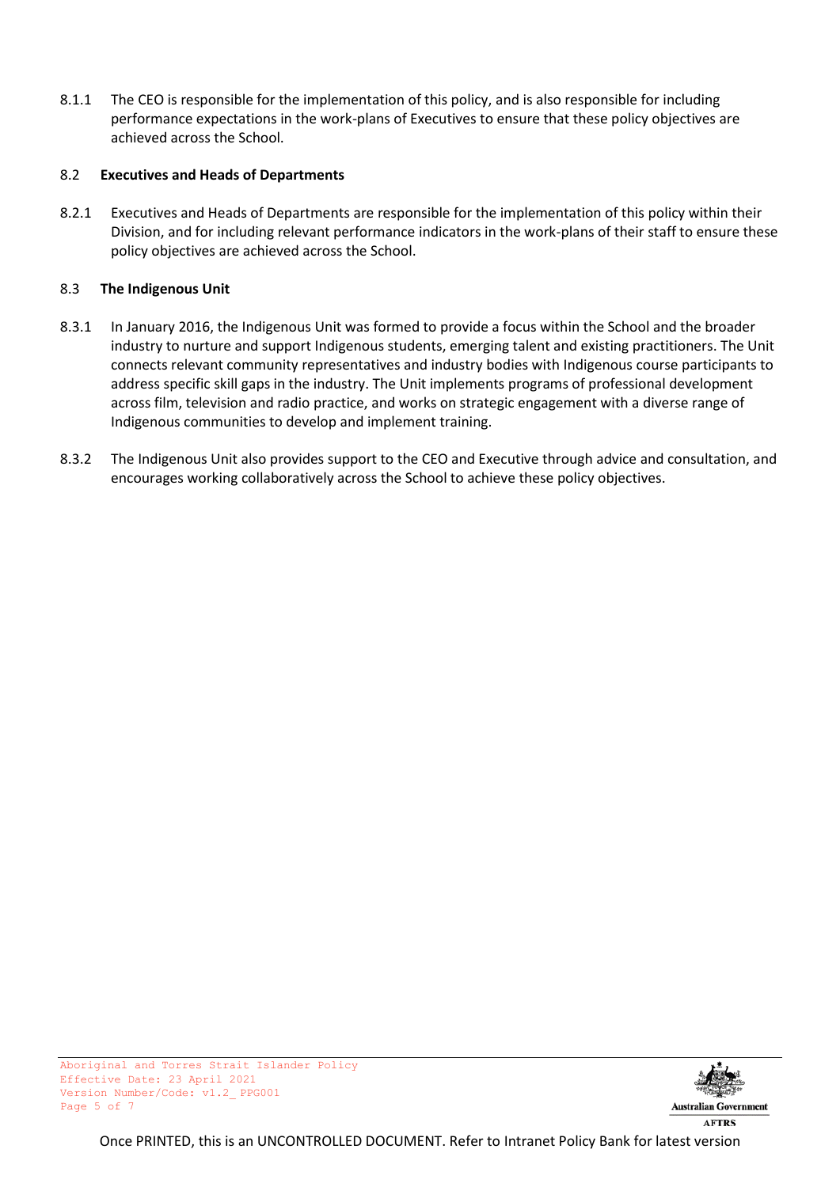8.1.1 The CEO is responsible for the implementation of this policy, and is also responsible for including performance expectations in the work-plans of Executives to ensure that these policy objectives are achieved across the School.

### 8.2 Executives and Heads of Departments

8.2.1 Executives and Heads of Departments are responsible for the implementation of this policy within their Division, and for including relevant performance indicators in the work-plans of their staff to ensure these policy objectives are achieved across the School.

### 8.3 The Indigenous Unit

8.3.1 In January 2016, the Indigenous Unit was formed to provide a focus within the School and the broader industry to nurture and support Indigenous students, emerging talent and existing practitioners. The Unit connects relevant community representatives and industry bodies with Indigenous course participants to address specific skill gaps in the industry. The Unit implements programs of professional development across film, television and radio practice, and works on strategic engagement with a diverse range of Indigenous communities to develop and implement training.

8.3.2 The Indigenous Unit also provides support to the CEO and Executive through advice and consultation, and encourages working collaboratively across the School to achieve these policy objectives.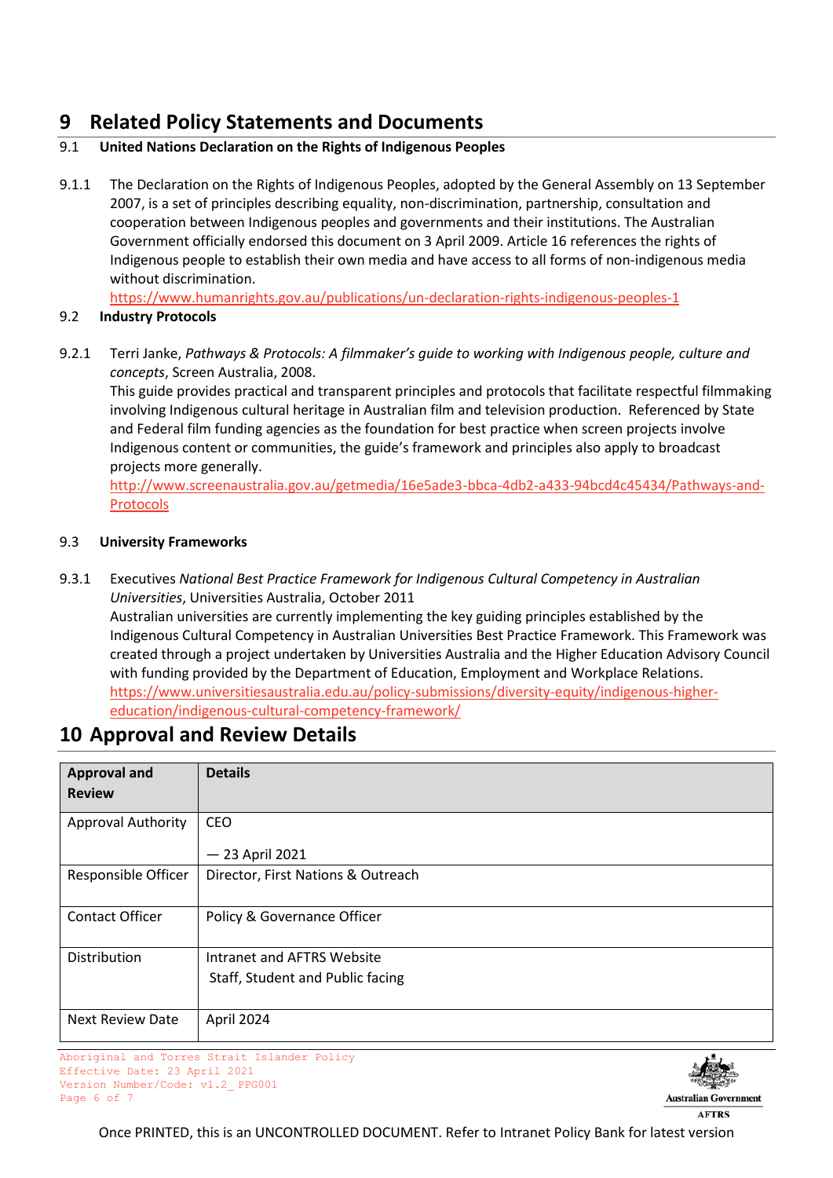# 9 Related Policy Statements and Documents

### 9.1 United Nations Declaration on the Rights of Indigenous Peoples

9.1.1 The Declaration on the Rights of Indigenous Peoples, adopted by the General Assembly on 13 September 2007, is a set of principles describing equality, non-discrimination, partnership, consultation and cooperation between Indigenous peoples and governments and their institutions. The Australian Government officially endorsed this document on 3 April 2009. Article 16 references the rights of Indigenous people to establish their own media and have access to all forms of non-indigenous media without discrimination.
https://www.humanrights.gov.au/publications/un-declaration-rights-indigenous-peoples-1

### 9.2 Industry Protocols

9.2.1 Terri Janke, *Pathways & Protocols: A filmmaker's guide to working with Indigenous people, culture and concepts*, Screen Australia, 2008.
This guide provides practical and transparent principles and protocols that facilitate respectful filmmaking involving Indigenous cultural heritage in Australian film and television production. Referenced by State and Federal film funding agencies as the foundation for best practice when screen projects involve Indigenous content or communities, the guide's framework and principles also apply to broadcast projects more generally.
http://www.screenaustralia.gov.au/getmedia/16e5ade3-bbca-4db2-a433-94bcd4c45434/Pathways-and-Protocols

### 9.3 University Frameworks

9.3.1 Executives *National Best Practice Framework for Indigenous Cultural Competency in Australian Universities*, Universities Australia, October 2011
Australian universities are currently implementing the key guiding principles established by the Indigenous Cultural Competency in Australian Universities Best Practice Framework. This Framework was created through a project undertaken by Universities Australia and the Higher Education Advisory Council with funding provided by the Department of Education, Employment and Workplace Relations.
https://www.universitiesaustralia.edu.au/policy-submissions/diversity-equity/indigenous-higher-education/indigenous-cultural-competency-framework/

# 10 Approval and Review Details

| Approval and Review | Details |
|---|---|
| Approval Authority | CEO<br><br>— 23 April 2021 |
| Responsible Officer | Director, First Nations & Outreach |
| Contact Officer | Policy & Governance Officer |
| Distribution | Intranet and AFTRS Website<br>Staff, Student and Public facing |
| Next Review Date | April 2024 |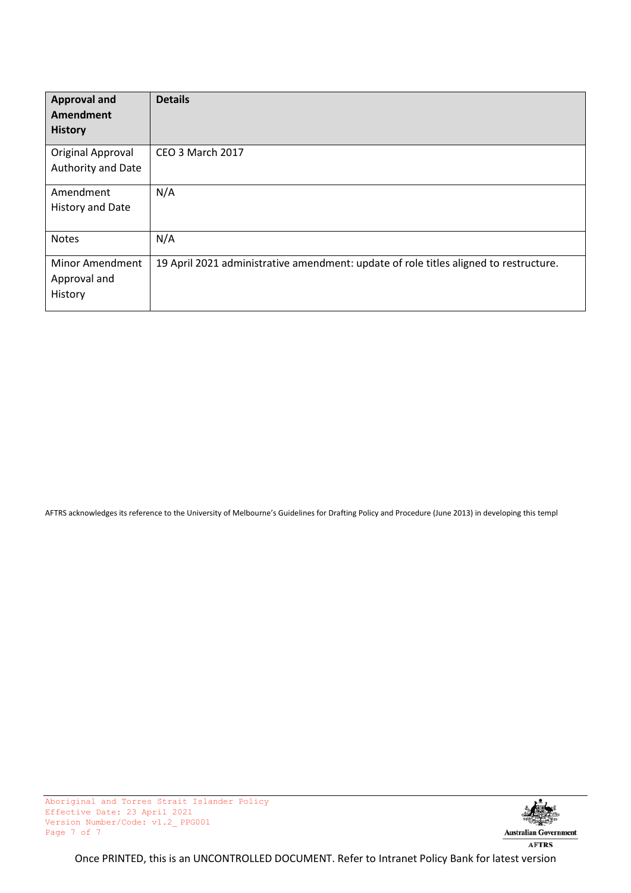| Approval and Amendment History | Details |
|---|---|
| Original Approval Authority and Date | CEO 3 March 2017 |
| Amendment History and Date | N/A |
| Notes | N/A |
| Minor Amendment Approval and History | 19 April 2021 administrative amendment: update of role titles aligned to restructure. |

AFTRS acknowledges its reference to the University of Melbourne's Guidelines for Drafting Policy and Procedure (June 2013) in developing this templ